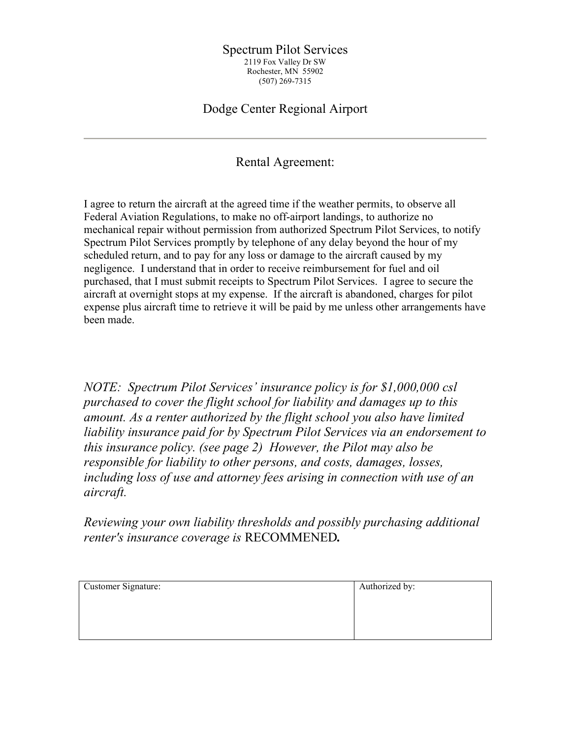# Spectrum Pilot Services

2119 Fox Valley Dr SW
Rochester, MN 55902
(507) 269-7315

## Dodge Center Regional Airport

---

## Rental Agreement:

I agree to return the aircraft at the agreed time if the weather permits, to observe all Federal Aviation Regulations, to make no off-airport landings, to authorize no mechanical repair without permission from authorized Spectrum Pilot Services, to notify Spectrum Pilot Services promptly by telephone of any delay beyond the hour of my scheduled return, and to pay for any loss or damage to the aircraft caused by my negligence. I understand that in order to receive reimbursement for fuel and oil purchased, that I must submit receipts to Spectrum Pilot Services. I agree to secure the aircraft at overnight stops at my expense. If the aircraft is abandoned, charges for pilot expense plus aircraft time to retrieve it will be paid by me unless other arrangements have been made.

*NOTE: Spectrum Pilot Services' insurance policy is for $1,000,000 csl purchased to cover the flight school for liability and damages up to this amount. As a renter authorized by the flight school you also have limited liability insurance paid for by Spectrum Pilot Services via an endorsement to this insurance policy. (see page 2) However, the Pilot may also be responsible for liability to other persons, and costs, damages, losses, including loss of use and attorney fees arising in connection with use of an aircraft.*

*Reviewing your own liability thresholds and possibly purchasing additional renter's insurance coverage is* RECOMMENED**.**

| Customer Signature: | Authorized by: |
|---|---|
| | |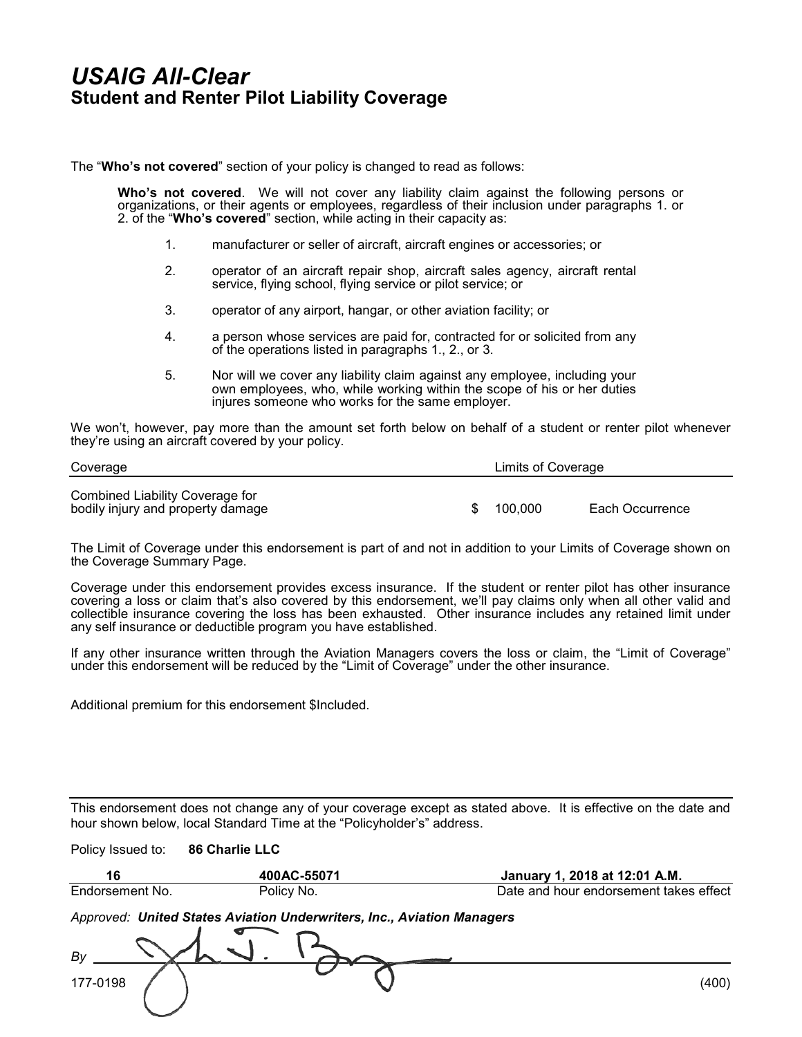# *USAIG All-Clear*
## Student and Renter Pilot Liability Coverage

The "**Who's not covered**" section of your policy is changed to read as follows:

> **Who's not covered**. We will not cover any liability claim against the following persons or organizations, or their agents or employees, regardless of their inclusion under paragraphs 1. or 2. of the "**Who's covered**" section, while acting in their capacity as:
>
> 1. manufacturer or seller of aircraft, aircraft engines or accessories; or
> 2. operator of an aircraft repair shop, aircraft sales agency, aircraft rental service, flying school, flying service or pilot service; or
> 3. operator of any airport, hangar, or other aviation facility; or
> 4. a person whose services are paid for, contracted for or solicited from any of the operations listed in paragraphs 1., 2., or 3.
> 5. Nor will we cover any liability claim against any employee, including your own employees, who, while working within the scope of his or her duties injures someone who works for the same employer.

We won't, however, pay more than the amount set forth below on behalf of a student or renter pilot whenever they're using an aircraft covered by your policy.

| Coverage | Limits of Coverage | |
|---|---|---|
| Combined Liability Coverage for bodily injury and property damage | $ 100,000 | Each Occurrence |

The Limit of Coverage under this endorsement is part of and not in addition to your Limits of Coverage shown on the Coverage Summary Page.

Coverage under this endorsement provides excess insurance. If the student or renter pilot has other insurance covering a loss or claim that's also covered by this endorsement, we'll pay claims only when all other valid and collectible insurance covering the loss has been exhausted. Other insurance includes any retained limit under any self insurance or deductible program you have established.

If any other insurance written through the Aviation Managers covers the loss or claim, the "Limit of Coverage" under this endorsement will be reduced by the "Limit of Coverage" under the other insurance.

Additional premium for this endorsement $Included.

---

This endorsement does not change any of your coverage except as stated above. It is effective on the date and hour shown below, local Standard Time at the "Policyholder's" address.

Policy Issued to: **86 Charlie LLC**

| Endorsement No. | Policy No. | Date and hour endorsement takes effect |
|---|---|---|
| **16** | **400AC-55071** | **January 1, 2018 at 12:01 A.M.** |

*Approved:* ***United States Aviation Underwriters, Inc., Aviation Managers***

*By* ______________________

177-0198 (400)